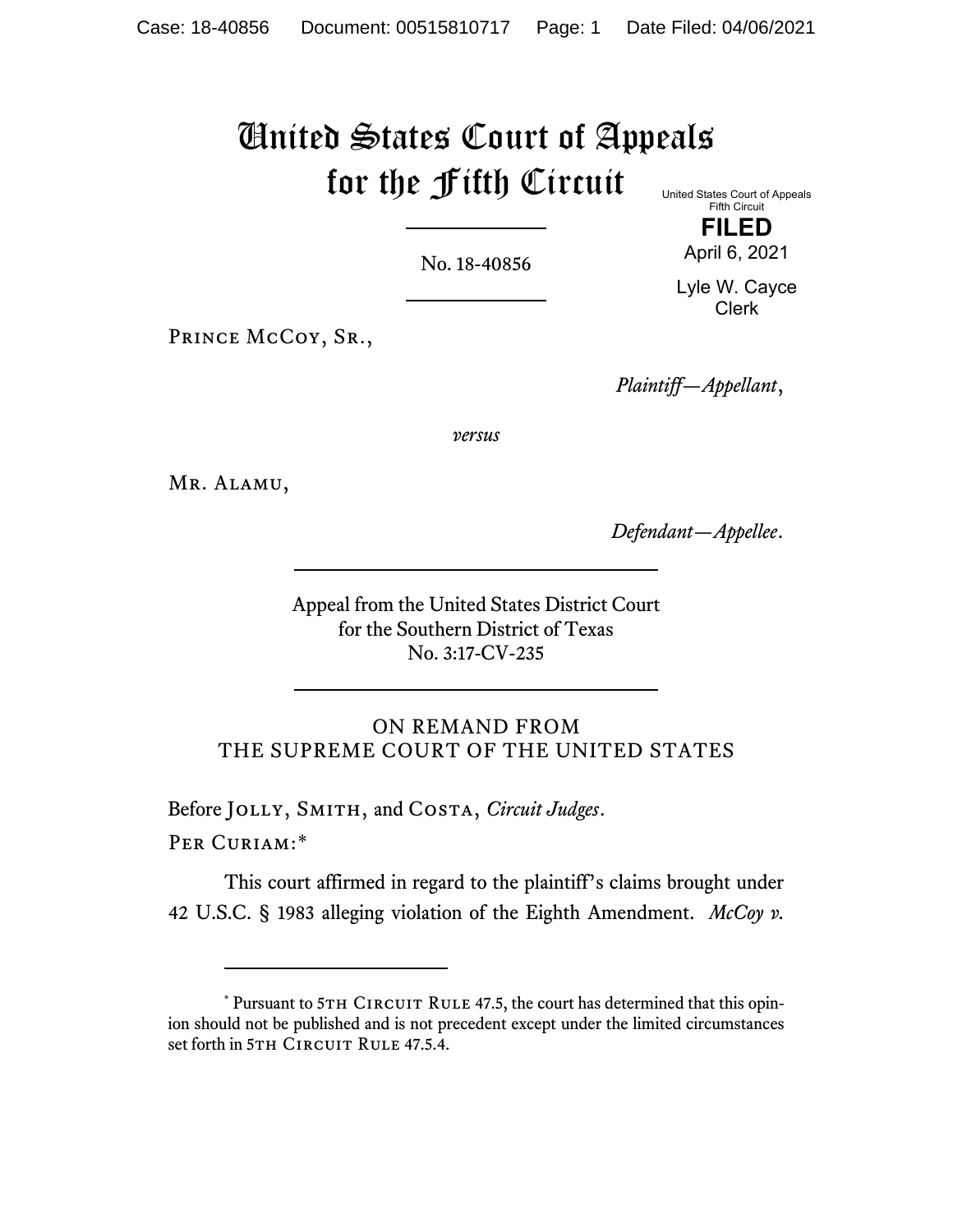# United States Court of Appeals for the Fifth Circuit

United States Court of Appeals
Fifth Circuit

**FILED**

April 6, 2021

Lyle W. Cayce
Clerk

No. 18-40856

Prince McCoy, Sr.,

*Plaintiff—Appellant*,

*versus*

Mr. Alamu,

*Defendant—Appellee*.

Appeal from the United States District Court
for the Southern District of Texas
No. 3:17-CV-235

ON REMAND FROM
THE SUPREME COURT OF THE UNITED STATES

Before Jolly, Smith, and Costa, *Circuit Judges*.

Per Curiam:*

This court affirmed in regard to the plaintiff's claims brought under 42 U.S.C. § 1983 alleging violation of the Eighth Amendment. *McCoy v.*

* Pursuant to 5th Circuit Rule 47.5, the court has determined that this opinion should not be published and is not precedent except under the limited circumstances set forth in 5th Circuit Rule 47.5.4.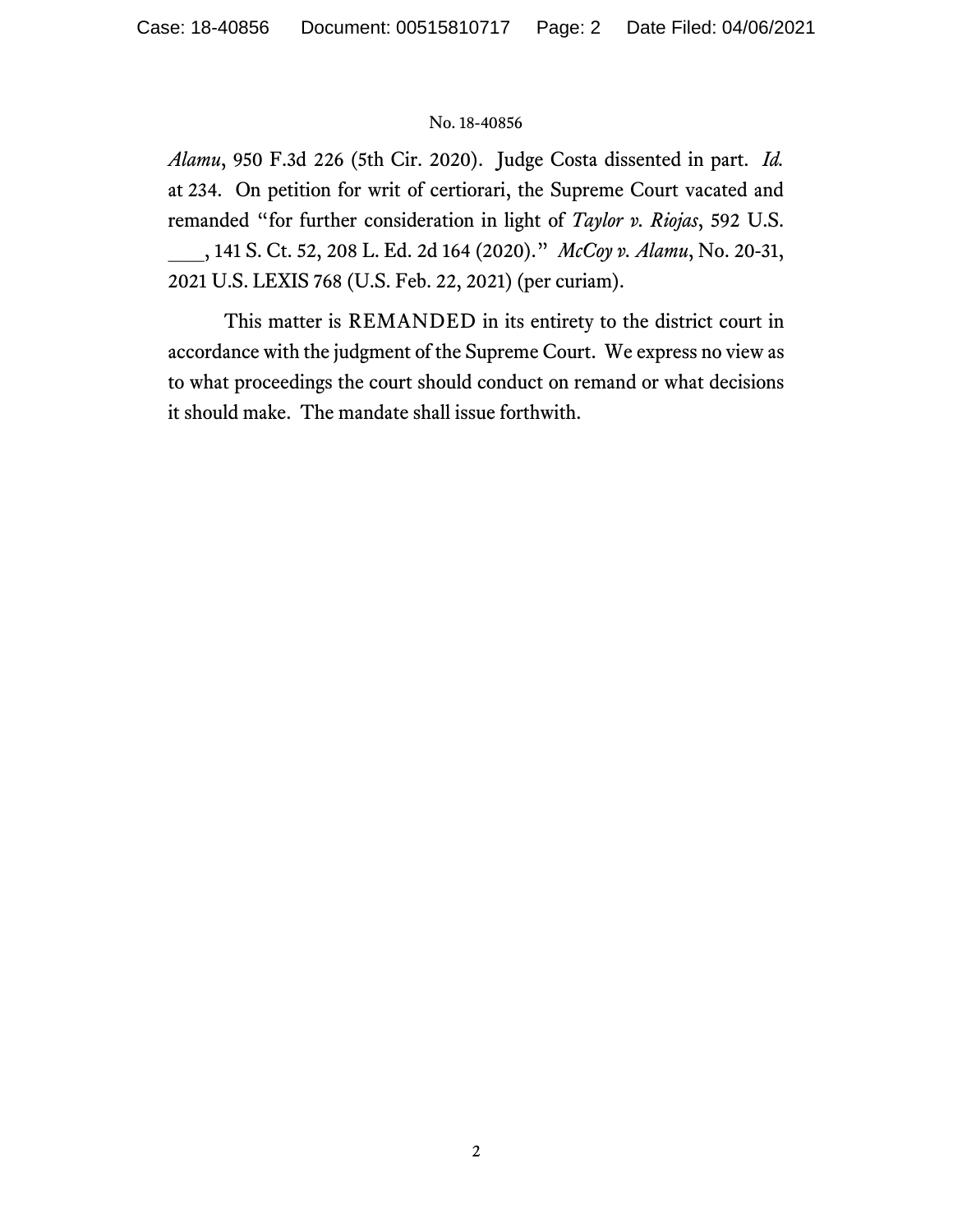*Alamu*, 950 F.3d 226 (5th Cir. 2020). Judge Costa dissented in part. *Id.* at 234. On petition for writ of certiorari, the Supreme Court vacated and remanded "for further consideration in light of *Taylor v. Riojas*, 592 U.S. \_\_\_, 141 S. Ct. 52, 208 L. Ed. 2d 164 (2020)." *McCoy v. Alamu*, No. 20-31, 2021 U.S. LEXIS 768 (U.S. Feb. 22, 2021) (per curiam).

This matter is REMANDED in its entirety to the district court in accordance with the judgment of the Supreme Court. We express no view as to what proceedings the court should conduct on remand or what decisions it should make. The mandate shall issue forthwith.